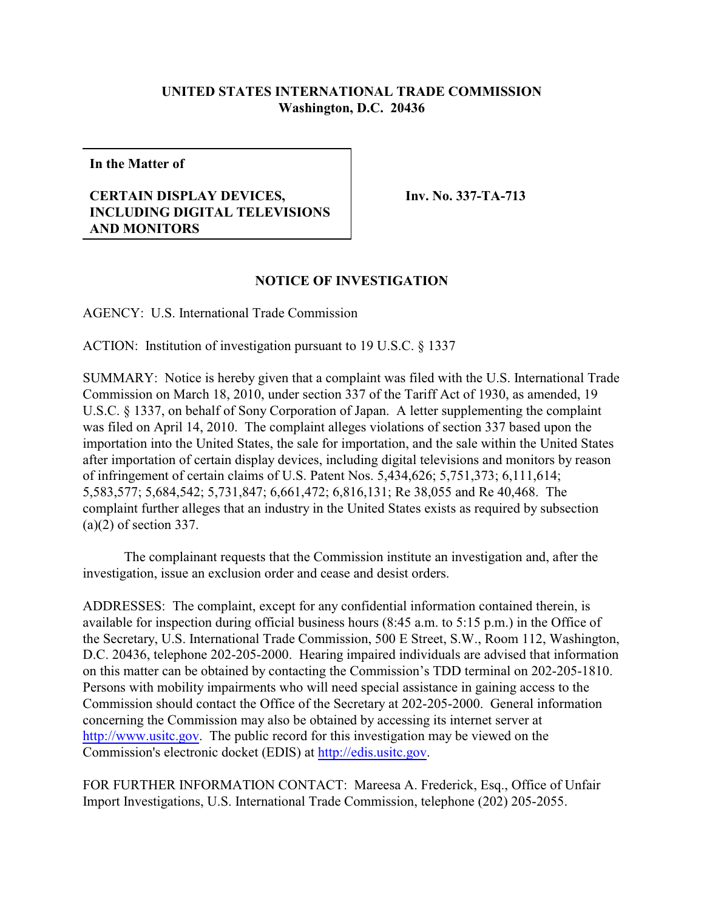**UNITED STATES INTERNATIONAL TRADE COMMISSION**
**Washington, D.C. 20436**

| In the Matter of | |
|---|---|
| **CERTAIN DISPLAY DEVICES, INCLUDING DIGITAL TELEVISIONS AND MONITORS** | **Inv. No. 337-TA-713** |

## NOTICE OF INVESTIGATION

AGENCY: U.S. International Trade Commission

ACTION: Institution of investigation pursuant to 19 U.S.C. § 1337

SUMMARY: Notice is hereby given that a complaint was filed with the U.S. International Trade Commission on March 18, 2010, under section 337 of the Tariff Act of 1930, as amended, 19 U.S.C. § 1337, on behalf of Sony Corporation of Japan. A letter supplementing the complaint was filed on April 14, 2010. The complaint alleges violations of section 337 based upon the importation into the United States, the sale for importation, and the sale within the United States after importation of certain display devices, including digital televisions and monitors by reason of infringement of certain claims of U.S. Patent Nos. 5,434,626; 5,751,373; 6,111,614; 5,583,577; 5,684,542; 5,731,847; 6,661,472; 6,816,131; Re 38,055 and Re 40,468. The complaint further alleges that an industry in the United States exists as required by subsection (a)(2) of section 337.

The complainant requests that the Commission institute an investigation and, after the investigation, issue an exclusion order and cease and desist orders.

ADDRESSES: The complaint, except for any confidential information contained therein, is available for inspection during official business hours (8:45 a.m. to 5:15 p.m.) in the Office of the Secretary, U.S. International Trade Commission, 500 E Street, S.W., Room 112, Washington, D.C. 20436, telephone 202-205-2000. Hearing impaired individuals are advised that information on this matter can be obtained by contacting the Commission's TDD terminal on 202-205-1810. Persons with mobility impairments who will need special assistance in gaining access to the Commission should contact the Office of the Secretary at 202-205-2000. General information concerning the Commission may also be obtained by accessing its internet server at http://www.usitc.gov. The public record for this investigation may be viewed on the Commission's electronic docket (EDIS) at http://edis.usitc.gov.

FOR FURTHER INFORMATION CONTACT: Mareesa A. Frederick, Esq., Office of Unfair Import Investigations, U.S. International Trade Commission, telephone (202) 205-2055.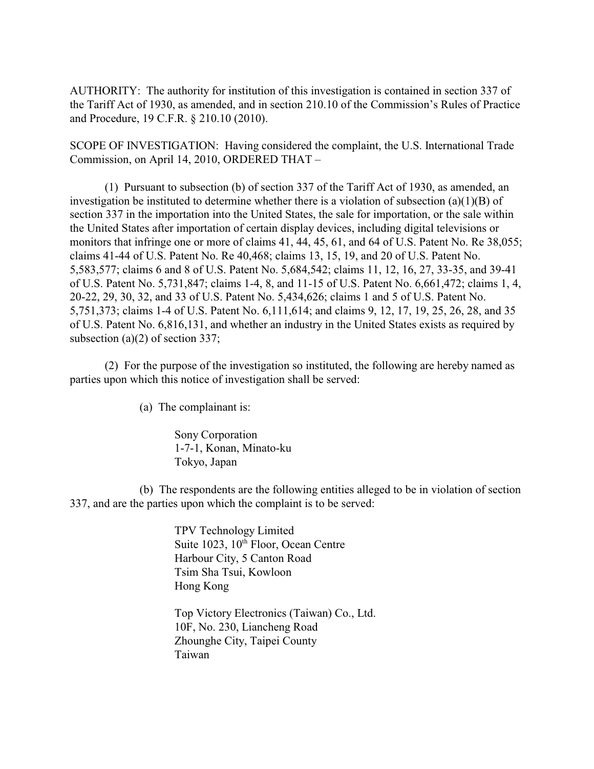AUTHORITY: The authority for institution of this investigation is contained in section 337 of the Tariff Act of 1930, as amended, and in section 210.10 of the Commission's Rules of Practice and Procedure, 19 C.F.R. § 210.10 (2010).

SCOPE OF INVESTIGATION: Having considered the complaint, the U.S. International Trade Commission, on April 14, 2010, ORDERED THAT –

(1) Pursuant to subsection (b) of section 337 of the Tariff Act of 1930, as amended, an investigation be instituted to determine whether there is a violation of subsection (a)(1)(B) of section 337 in the importation into the United States, the sale for importation, or the sale within the United States after importation of certain display devices, including digital televisions or monitors that infringe one or more of claims 41, 44, 45, 61, and 64 of U.S. Patent No. Re 38,055; claims 41-44 of U.S. Patent No. Re 40,468; claims 13, 15, 19, and 20 of U.S. Patent No. 5,583,577; claims 6 and 8 of U.S. Patent No. 5,684,542; claims 11, 12, 16, 27, 33-35, and 39-41 of U.S. Patent No. 5,731,847; claims 1-4, 8, and 11-15 of U.S. Patent No. 6,661,472; claims 1, 4, 20-22, 29, 30, 32, and 33 of U.S. Patent No. 5,434,626; claims 1 and 5 of U.S. Patent No. 5,751,373; claims 1-4 of U.S. Patent No. 6,111,614; and claims 9, 12, 17, 19, 25, 26, 28, and 35 of U.S. Patent No. 6,816,131, and whether an industry in the United States exists as required by subsection (a)(2) of section 337;

(2) For the purpose of the investigation so instituted, the following are hereby named as parties upon which this notice of investigation shall be served:

(a) The complainant is:

Sony Corporation
1-7-1, Konan, Minato-ku
Tokyo, Japan

(b) The respondents are the following entities alleged to be in violation of section 337, and are the parties upon which the complaint is to be served:

TPV Technology Limited
Suite 1023, 10th Floor, Ocean Centre
Harbour City, 5 Canton Road
Tsim Sha Tsui, Kowloon
Hong Kong

Top Victory Electronics (Taiwan) Co., Ltd.
10F, No. 230, Liancheng Road
Zhounghe City, Taipei County
Taiwan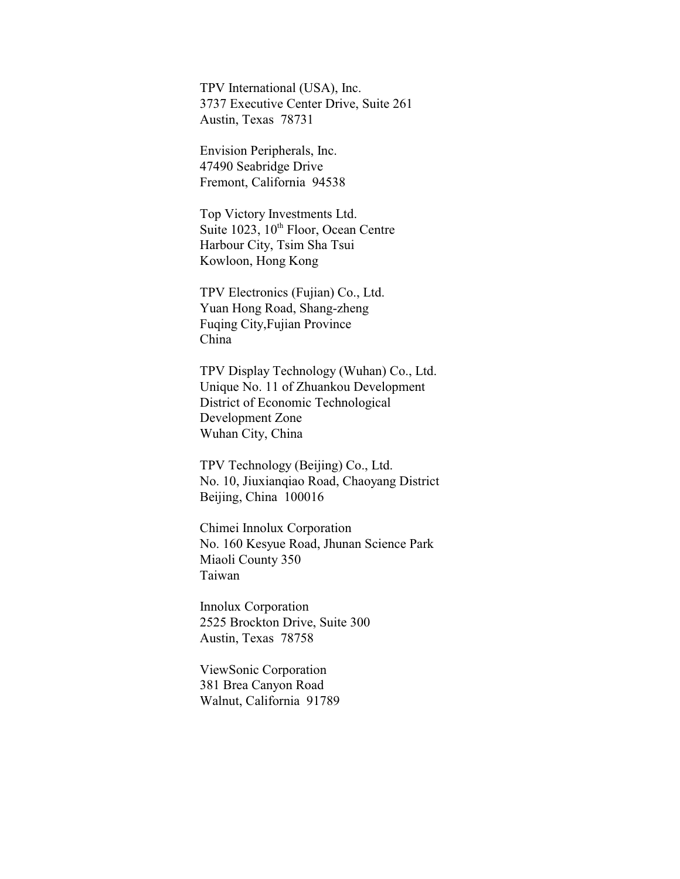TPV International (USA), Inc.
3737 Executive Center Drive, Suite 261
Austin, Texas 78731

Envision Peripherals, Inc.
47490 Seabridge Drive
Fremont, California 94538

Top Victory Investments Ltd.
Suite 1023, 10th Floor, Ocean Centre
Harbour City, Tsim Sha Tsui
Kowloon, Hong Kong

TPV Electronics (Fujian) Co., Ltd.
Yuan Hong Road, Shang-zheng
Fuqing City,Fujian Province
China

TPV Display Technology (Wuhan) Co., Ltd.
Unique No. 11 of Zhuankou Development
District of Economic Technological
Development Zone
Wuhan City, China

TPV Technology (Beijing) Co., Ltd.
No. 10, Jiuxianqiao Road, Chaoyang District
Beijing, China 100016

Chimei Innolux Corporation
No. 160 Kesyue Road, Jhunan Science Park
Miaoli County 350
Taiwan

Innolux Corporation
2525 Brockton Drive, Suite 300
Austin, Texas 78758

ViewSonic Corporation
381 Brea Canyon Road
Walnut, California 91789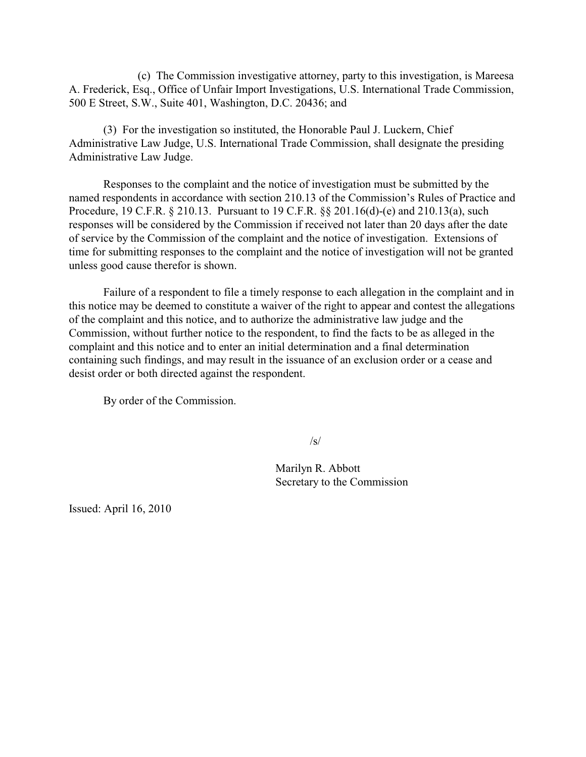(c) The Commission investigative attorney, party to this investigation, is Mareesa A. Frederick, Esq., Office of Unfair Import Investigations, U.S. International Trade Commission, 500 E Street, S.W., Suite 401, Washington, D.C. 20436; and

(3) For the investigation so instituted, the Honorable Paul J. Luckern, Chief Administrative Law Judge, U.S. International Trade Commission, shall designate the presiding Administrative Law Judge.

Responses to the complaint and the notice of investigation must be submitted by the named respondents in accordance with section 210.13 of the Commission's Rules of Practice and Procedure, 19 C.F.R. § 210.13. Pursuant to 19 C.F.R. §§ 201.16(d)-(e) and 210.13(a), such responses will be considered by the Commission if received not later than 20 days after the date of service by the Commission of the complaint and the notice of investigation. Extensions of time for submitting responses to the complaint and the notice of investigation will not be granted unless good cause therefor is shown.

Failure of a respondent to file a timely response to each allegation in the complaint and in this notice may be deemed to constitute a waiver of the right to appear and contest the allegations of the complaint and this notice, and to authorize the administrative law judge and the Commission, without further notice to the respondent, to find the facts to be as alleged in the complaint and this notice and to enter an initial determination and a final determination containing such findings, and may result in the issuance of an exclusion order or a cease and desist order or both directed against the respondent.

By order of the Commission.

/s/

Marilyn R. Abbott
Secretary to the Commission

Issued: April 16, 2010